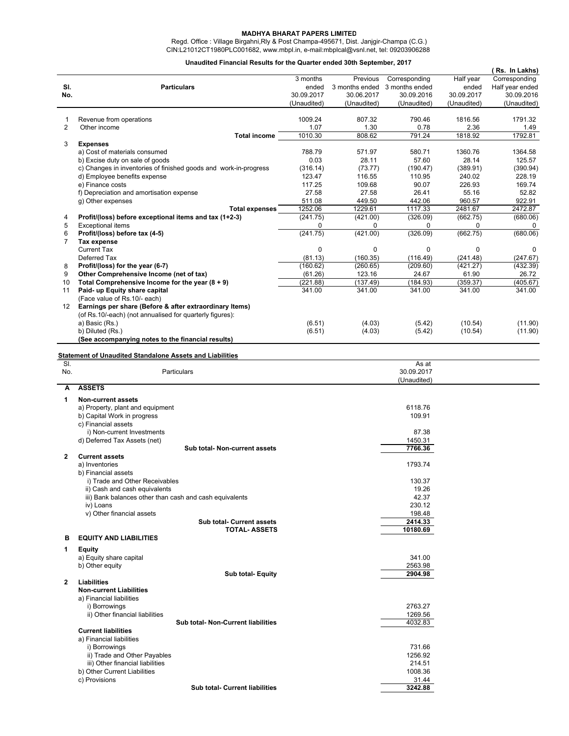**MADHYA BHARAT PAPERS LIMITED**

Regd. Office : Village Birgahni,Rly & Post Champa-495671, Dist. Janjgir-Champa (C.G.)
CIN:L21012CT1980PLC001682, www.mbpl.in, e-mail:mbplcal@vsnl.net, tel: 09203906288

**Unaudited Financial Results for the Quarter ended 30th September, 2017**

( Rs. In Lakhs)

| Sl. No. | Particulars | 3 months ended 30.09.2017 (Unaudited) | Previous 3 months ended 30.06.2017 (Unaudited) | Corresponding 3 months ended 30.09.2016 (Unaudited) | Half year ended 30.09.2017 (Unaudited) | Corresponding Half year ended 30.09.2016 (Unaudited) |
|---|---|---|---|---|---|---|
| 1 | Revenue from operations | 1009.24 | 807.32 | 790.46 | 1816.56 | 1791.32 |
| 2 | Other income | 1.07 | 1.30 | 0.78 | 2.36 | 1.49 |
| | **Total income** | 1010.30 | 808.62 | 791.24 | 1818.92 | 1792.81 |
| 3 | **Expenses** | | | | | |
| | a) Cost of materials consumed | 788.79 | 571.97 | 580.71 | 1360.76 | 1364.58 |
| | b) Excise duty on sale of goods | 0.03 | 28.11 | 57.60 | 28.14 | 125.57 |
| | c) Changes in inventories of finished goods and work-in-progress | (316.14) | (73.77) | (190.47) | (389.91) | (390.94) |
| | d) Employee benefits expense | 123.47 | 116.55 | 110.95 | 240.02 | 228.19 |
| | e) Finance costs | 117.25 | 109.68 | 90.07 | 226.93 | 169.74 |
| | f) Depreciation and amortisation expense | 27.58 | 27.58 | 26.41 | 55.16 | 52.82 |
| | g) Other expenses | 511.08 | 449.50 | 442.06 | 960.57 | 922.91 |
| | **Total expenses** | 1252.06 | 1229.61 | 1117.33 | 2481.67 | 2472.87 |
| 4 | **Profit/(loss) before exceptional items and tax (1+2-3)** | (241.75) | (421.00) | (326.09) | (662.75) | (680.06) |
| 5 | Exceptional items | 0 | 0 | 0 | 0 | 0 |
| 6 | **Profit/(loss) before tax (4-5)** | (241.75) | (421.00) | (326.09) | (662.75) | (680.06) |
| 7 | **Tax expense** | | | | | |
| | Current Tax | 0 | 0 | 0 | 0 | 0 |
| | Deferred Tax | (81.13) | (160.35) | (116.49) | (241.48) | (247.67) |
| 8 | **Profit/(loss) for the year (6-7)** | (160.62) | (260.65) | (209.60) | (421.27) | (432.39) |
| 9 | **Other Comprehensive Income (net of tax)** | (61.26) | 123.16 | 24.67 | 61.90 | 26.72 |
| 10 | **Total Comprehensive Income for the year (8 + 9)** | (221.88) | (137.49) | (184.93) | (359.37) | (405.67) |
| 11 | **Paid- up Equity share capital** | 341.00 | 341.00 | 341.00 | 341.00 | 341.00 |
| | (Face value of Rs.10/- each) | | | | | |
| 12 | **Earnings per share (Before & after extraordinary Items)** | | | | | |
| | (of Rs.10/-each) (not annualised for quarterly figures): | | | | | |
| | a) Basic (Rs.) | (6.51) | (4.03) | (5.42) | (10.54) | (11.90) |
| | b) Diluted (Rs.) | (6.51) | (4.03) | (5.42) | (10.54) | (11.90) |
| | **(See accompanying notes to the financial results)** | | | | | |

**Statement of Unaudited Standalone Assets and Liabilities**

| Sl. No. | Particulars | As at 30.09.2017 (Unaudited) |
|---|---|---|
| **A** | **ASSETS** | |
| **1** | **Non-current assets** | |
| | a) Property, plant and equipment | 6118.76 |
| | b) Capital Work in progress | 109.91 |
| | c) Financial assets | |
| | i) Non-current Investments | 87.38 |
| | d) Deferred Tax Assets (net) | 1450.31 |
| | **Sub total- Non-current assets** | **7766.36** |
| **2** | **Current assets** | |
| | a) Inventories | 1793.74 |
| | b) Financial assets | |
| | i) Trade and Other Receivables | 130.37 |
| | ii) Cash and cash equivalents | 19.26 |
| | iii) Bank balances other than cash and cash equivalents | 42.37 |
| | iv) Loans | 230.12 |
| | v) Other financial assets | 198.48 |
| | **Sub total- Current assets** | **2414.33** |
| | **TOTAL- ASSETS** | **10180.69** |
| **B** | **EQUITY AND LIABILITIES** | |
| **1** | **Equity** | |
| | a) Equity share capital | 341.00 |
| | b) Other equity | 2563.98 |
| | **Sub total- Equity** | **2904.98** |
| **2** | **Liabilities** | |
| | **Non-current Liabilities** | |
| | a) Financial liabilities | |
| | i) Borrowings | 2763.27 |
| | ii) Other financial liabilities | 1269.56 |
| | **Sub total- Non-Current liabilities** | 4032.83 |
| | **Current liabilities** | |
| | a) Financial liabilities | |
| | i) Borrowings | 731.66 |
| | ii) Trade and Other Payables | 1256.92 |
| | iii) Other financial liabilities | 214.51 |
| | b) Other Current Liabilities | 1008.36 |
| | c) Provisions | 31.44 |
| | **Sub total- Current liabilities** | **3242.88** |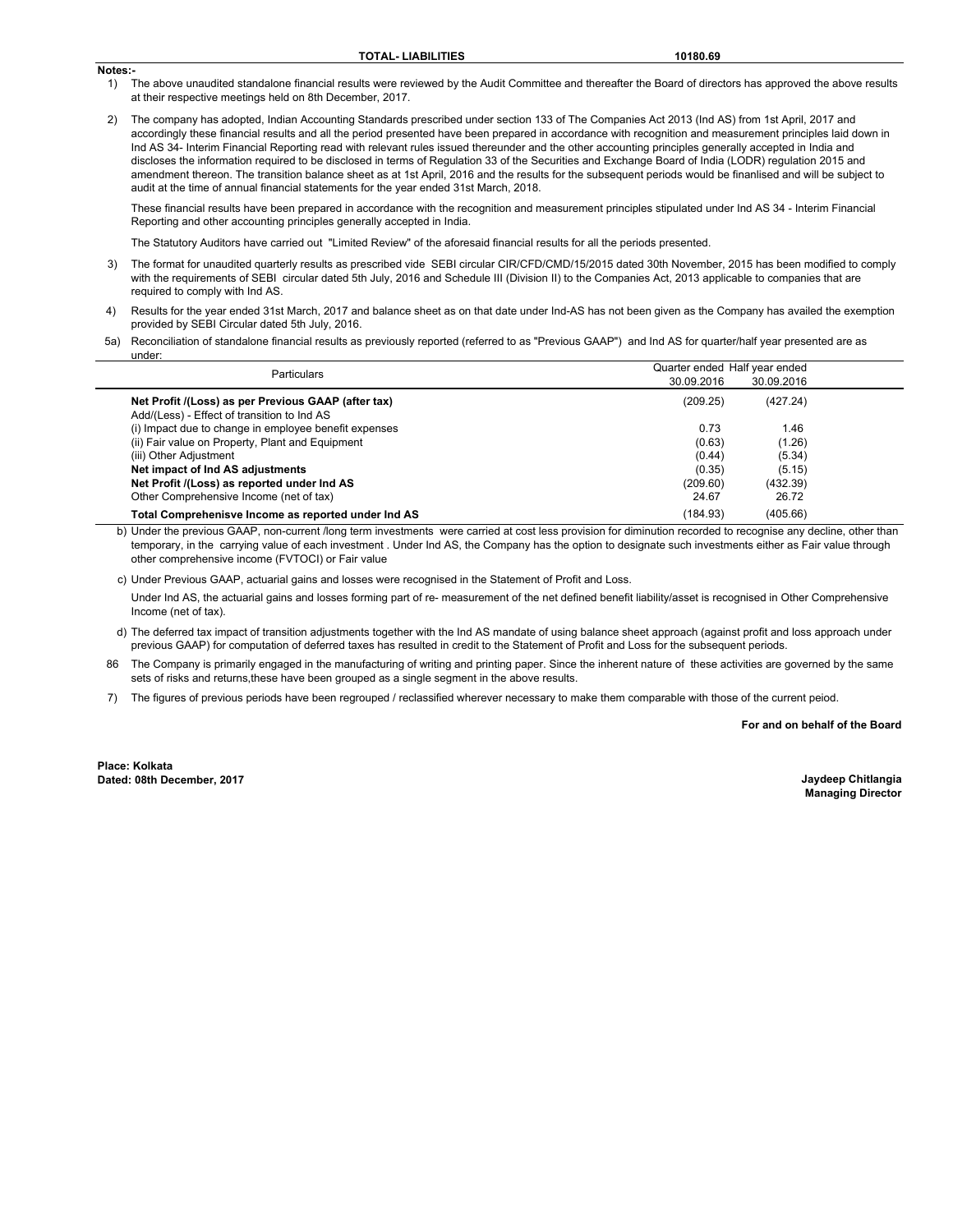| TOTAL- LIABILITIES | 10180.69 |
|---|---|

**Notes:-**

1) The above unaudited standalone financial results were reviewed by the Audit Committee and thereafter the Board of directors has approved the above results at their respective meetings held on 8th December, 2017.

2) The company has adopted, Indian Accounting Standards prescribed under section 133 of The Companies Act 2013 (Ind AS) from 1st April, 2017 and accordingly these financial results and all the period presented have been prepared in accordance with recognition and measurement principles laid down in Ind AS 34- Interim Financial Reporting read with relevant rules issued thereunder and the other accounting principles generally accepted in India and discloses the information required to be disclosed in terms of Regulation 33 of the Securities and Exchange Board of India (LODR) regulation 2015 and amendment thereon. The transition balance sheet as at 1st April, 2016 and the results for the subsequent periods would be finanlised and will be subject to audit at the time of annual financial statements for the year ended 31st March, 2018.

   These financial results have been prepared in accordance with the recognition and measurement principles stipulated under Ind AS 34 - Interim Financial Reporting and other accounting principles generally accepted in India.

   The Statutory Auditors have carried out "Limited Review" of the aforesaid financial results for all the periods presented.

3) The format for unaudited quarterly results as prescribed vide SEBI circular CIR/CFD/CMD/15/2015 dated 30th November, 2015 has been modified to comply with the requirements of SEBI circular dated 5th July, 2016 and Schedule III (Division II) to the Companies Act, 2013 applicable to companies that are required to comply with Ind AS.

4) Results for the year ended 31st March, 2017 and balance sheet as on that date under Ind-AS has not been given as the Company has availed the exemption provided by SEBI Circular dated 5th July, 2016.

5a) Reconciliation of standalone financial results as previously reported (referred to as "Previous GAAP") and Ind AS for quarter/half year presented are as under:

| Particulars | Quarter ended 30.09.2016 | Half year ended 30.09.2016 |
|---|---|---|
| **Net Profit /(Loss) as per Previous GAAP (after tax)** | (209.25) | (427.24) |
| Add/(Less) - Effect of transition to Ind AS | | |
| (i) Impact due to change in employee benefit expenses | 0.73 | 1.46 |
| (ii) Fair value on Property, Plant and Equipment | (0.63) | (1.26) |
| (iii) Other Adjustment | (0.44) | (5.34) |
| **Net impact of Ind AS adjustments** | (0.35) | (5.15) |
| **Net Profit /(Loss) as reported under Ind AS** | (209.60) | (432.39) |
| Other Comprehensive Income (net of tax) | 24.67 | 26.72 |
| **Total Comprehenisve Income as reported under Ind AS** | (184.93) | (405.66) |

b) Under the previous GAAP, non-current /long term investments were carried at cost less provision for diminution recorded to recognise any decline, other than temporary, in the carrying value of each investment . Under Ind AS, the Company has the option to designate such investments either as Fair value through other comprehensive income (FVTOCI) or Fair value

c) Under Previous GAAP, actuarial gains and losses were recognised in the Statement of Profit and Loss.

   Under Ind AS, the actuarial gains and losses forming part of re- measurement of the net defined benefit liability/asset is recognised in Other Comprehensive Income (net of tax).

d) The deferred tax impact of transition adjustments together with the Ind AS mandate of using balance sheet approach (against profit and loss approach under previous GAAP) for computation of deferred taxes has resulted in credit to the Statement of Profit and Loss for the subsequent periods.

86 The Company is primarily engaged in the manufacturing of writing and printing paper. Since the inherent nature of these activities are governed by the same sets of risks and returns,these have been grouped as a single segment in the above results.

7) The figures of previous periods have been regrouped / reclassified wherever necessary to make them comparable with those of the current peiod.

**For and on behalf of the Board**

**Place: Kolkata**
**Dated: 08th December, 2017**

**Jaydeep Chitlangia**
**Managing Director**